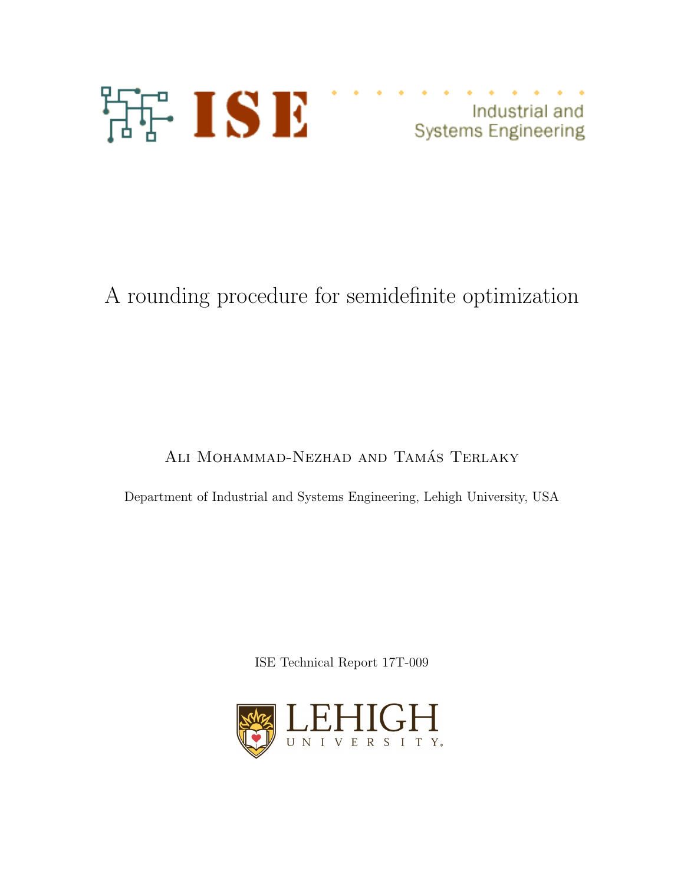ISE

Industrial and Systems Engineering

# A rounding procedure for semidefinite optimization

Ali Mohammad-Nezhad and Tamás Terlaky

Department of Industrial and Systems Engineering, Lehigh University, USA

ISE Technical Report 17T-009

LEHIGH UNIVERSITY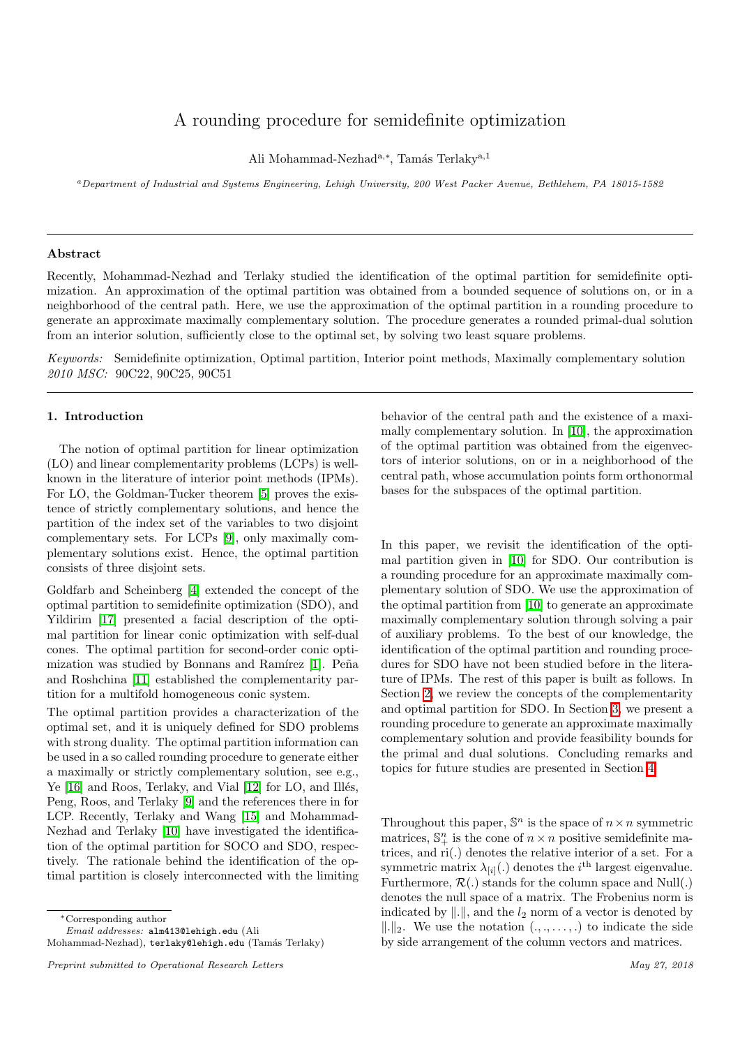# A rounding procedure for semidefinite optimization

Ali Mohammad-Nezhad[a,*], Tamás Terlaky[a,1]

[a] *Department of Industrial and Systems Engineering, Lehigh University, 200 West Packer Avenue, Bethlehem, PA 18015-1582*

---

### Abstract

Recently, Mohammad-Nezhad and Terlaky studied the identification of the optimal partition for semidefinite optimization. An approximation of the optimal partition was obtained from a bounded sequence of solutions on, or in a neighborhood of the central path. Here, we use the approximation of the optimal partition in a rounding procedure to generate an approximate maximally complementary solution. The procedure generates a rounded primal-dual solution from an interior solution, sufficiently close to the optimal set, by solving two least square problems.

*Keywords:* Semidefinite optimization, Optimal partition, Interior point methods, Maximally complementary solution
*2010 MSC:* 90C22, 90C25, 90C51

---

## 1. Introduction

The notion of optimal partition for linear optimization (LO) and linear complementarity problems (LCPs) is well-known in the literature of interior point methods (IPMs). For LO, the Goldman-Tucker theorem [5] proves the existence of strictly complementary solutions, and hence the partition of the index set of the variables to two disjoint complementary sets. For LCPs [9], only maximally complementary solutions exist. Hence, the optimal partition consists of three disjoint sets.

Goldfarb and Scheinberg [4] extended the concept of the optimal partition to semidefinite optimization (SDO), and Yildirim [17] presented a facial description of the optimal partition for linear conic optimization with self-dual cones. The optimal partition for second-order conic optimization was studied by Bonnans and Ramírez [1]. Peña and Roshchina [11] established the complementarity partition for a multifold homogeneous conic system.

The optimal partition provides a characterization of the optimal set, and it is uniquely defined for SDO problems with strong duality. The optimal partition information can be used in a so called rounding procedure to generate either a maximally or strictly complementary solution, see e.g., Ye [16] and Roos, Terlaky, and Vial [12] for LO, and Illés, Peng, Roos, and Terlaky [9] and the references there in for LCP. Recently, Terlaky and Wang [15] and Mohammad-Nezhad and Terlaky [10] have investigated the identification of the optimal partition for SOCO and SDO, respectively. The rationale behind the identification of the optimal partition is closely interconnected with the limiting behavior of the central path and the existence of a maximally complementary solution. In [10], the approximation of the optimal partition was obtained from the eigenvectors of interior solutions, on or in a neighborhood of the central path, whose accumulation points form orthonormal bases for the subspaces of the optimal partition.

In this paper, we revisit the identification of the optimal partition given in [10] for SDO. Our contribution is a rounding procedure for an approximate maximally complementary solution of SDO. We use the approximation of the optimal partition from [10] to generate an approximate maximally complementary solution through solving a pair of auxiliary problems. To the best of our knowledge, the identification of the optimal partition and rounding procedures for SDO have not been studied before in the literature of IPMs. The rest of this paper is built as follows. In Section 2, we review the concepts of the complementarity and optimal partition for SDO. In Section 3, we present a rounding procedure to generate an approximate maximally complementary solution and provide feasibility bounds for the primal and dual solutions. Concluding remarks and topics for future studies are presented in Section 4.

Throughout this paper, $\mathbb{S}^n$ is the space of $n \times n$ symmetric matrices, $\mathbb{S}^n_+$ is the cone of $n \times n$ positive semidefinite matrices, and $\mathrm{ri}(.)$ denotes the relative interior of a set. For a symmetric matrix $\lambda_{[i]}(.)$ denotes the $i^{\text{th}}$ largest eigenvalue. Furthermore, $\mathcal{R}(.)$ stands for the column space and $\mathrm{Null}(.)$ denotes the null space of a matrix. The Frobenius norm is indicated by $\|.\|$, and the $l_2$ norm of a vector is denoted by $\|.\|_2$. We use the notation $(.,.,\ldots,.)$ to indicate the side by side arrangement of the column vectors and matrices.

---

[*] Corresponding author
*Email addresses:* alm413@lehigh.edu (Ali Mohammad-Nezhad), terlaky@lehigh.edu (Tamás Terlaky)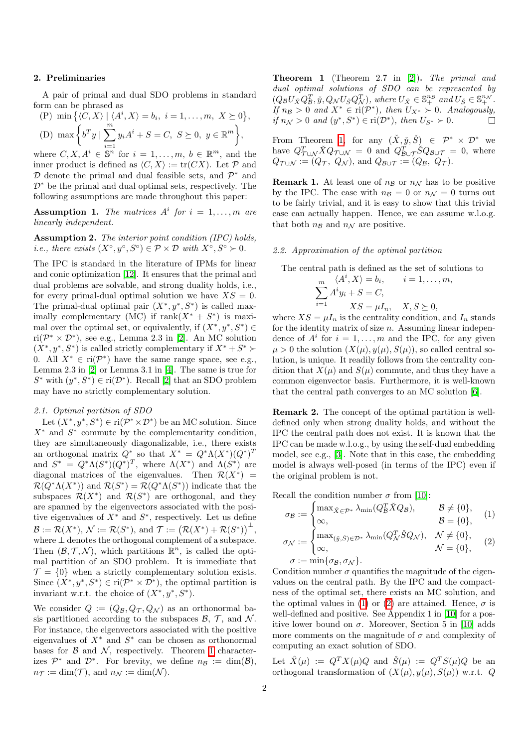## 2. Preliminaries

A pair of primal and dual SDO problems in standard form can be phrased as

$$\text{(P)}\ \min\left\{\langle C, X\rangle \mid \langle A^i, X\rangle = b_i,\ i=1,\ldots,m,\ X \succeq 0\right\},$$

$$\text{(D)}\ \max\left\{b^T y \mid \sum_{i=1}^m y_i A^i + S = C,\ S\succeq 0,\ y \in \mathbb{R}^m\right\},$$

where $C, X, A^i \in \mathbb{S}^n$ for $i=1,\ldots,m$, $b\in\mathbb{R}^m$, and the inner product is defined as $\langle C, X\rangle := \operatorname{tr}(CX)$. Let $\mathcal{P}$ and $\mathcal{D}$ denote the primal and dual feasible sets, and $\mathcal{P}^*$ and $\mathcal{D}^*$ be the primal and dual optimal sets, respectively. The following assumptions are made throughout this paper:

**Assumption 1.** *The matrices $A^i$ for $i=1,\ldots,m$ are linearly independent.*

**Assumption 2.** *The interior point condition (IPC) holds, i.e., there exists $(X^\circ, y^\circ, S^\circ) \in \mathcal{P}\times\mathcal{D}$ with $X^\circ, S^\circ \succ 0$.*

The IPC is standard in the literature of IPMs for linear and conic optimization [12]. It ensures that the primal and dual problems are solvable, and strong duality holds, i.e., for every primal-dual optimal solution we have $XS=0$. The primal-dual optimal pair $(X^*, y^*, S^*)$ is called maximally complementary (MC) if $\operatorname{rank}(X^*+S^*)$ is maximal over the optimal set, or equivalently, if $(X^*, y^*, S^*) \in \operatorname{ri}(\mathcal{P}^*\times\mathcal{D}^*)$, see e.g., Lemma 2.3 in [2]. An MC solution $(X^*, y^*, S^*)$ is called strictly complementary if $X^*+S^*\succ 0$. All $X^*\in\operatorname{ri}(\mathcal{P}^*)$ have the same range space, see e.g., Lemma 2.3 in [2] or Lemma 3.1 in [4]. The same is true for $S^*$ with $(y^*, S^*)\in\operatorname{ri}(\mathcal{D}^*)$. Recall [2] that an SDO problem may have no strictly complementary solution.

### 2.1. Optimal partition of SDO

Let $(X^*, y^*, S^*) \in \operatorname{ri}(\mathcal{P}^*\times\mathcal{D}^*)$ be an MC solution. Since $X^*$ and $S^*$ commute by the complementarity condition, they are simultaneously diagonalizable, i.e., there exists an orthogonal matrix $Q^*$ so that $X^* = Q^*\Lambda(X^*)(Q^*)^T$ and $S^* = Q^*\Lambda(S^*)(Q^*)^T$, where $\Lambda(X^*)$ and $\Lambda(S^*)$ are diagonal matrices of the eigenvalues. Then $\mathcal{R}(X^*) = \mathcal{R}(Q^*\Lambda(X^*))$ and $\mathcal{R}(S^*) = \mathcal{R}(Q^*\Lambda(S^*))$ indicate that the subspaces $\mathcal{R}(X^*)$ and $\mathcal{R}(S^*)$ are orthogonal, and they are spanned by the eigenvectors associated with the positive eigenvalues of $X^*$ and $S^*$, respectively. Let us define $\mathcal{B} := \mathcal{R}(X^*)$, $\mathcal{N} := \mathcal{R}(S^*)$, and $\mathcal{T} := \left(\mathcal{R}(X^*)+\mathcal{R}(S^*)\right)^\perp$, where $\perp$ denotes the orthogonal complement of a subspace. Then $(\mathcal{B},\mathcal{T},\mathcal{N})$, which partitions $\mathbb{R}^n$, is called the optimal partition of an SDO problem. It is immediate that $\mathcal{T}=\{0\}$ when a strictly complementary solution exists. Since $(X^*, y^*, S^*) \in \operatorname{ri}(\mathcal{P}^*\times\mathcal{D}^*)$, the optimal partition is invariant w.r.t. the choice of $(X^*, y^*, S^*)$.

We consider $Q := (Q_\mathcal{B}, Q_\mathcal{T}, Q_\mathcal{N})$ as an orthonormal basis partitioned according to the subspaces $\mathcal{B}$, $\mathcal{T}$, and $\mathcal{N}$. For instance, the eigenvectors associated with the positive eigenvalues of $X^*$ and $S^*$ can be chosen as orthonormal bases for $\mathcal{B}$ and $\mathcal{N}$, respectively. Theorem 1 characterizes $\mathcal{P}^*$ and $\mathcal{D}^*$. For brevity, we define $n_\mathcal{B} := \dim(\mathcal{B})$, $n_\mathcal{T} := \dim(\mathcal{T})$, and $n_\mathcal{N} := \dim(\mathcal{N})$.

**Theorem 1** (Theorem 2.7 in [2])**.** *The primal and dual optimal solutions of SDO can be represented by $(Q_\mathcal{B} U_{\check{X}} Q_\mathcal{B}^T, \check{y}, Q_\mathcal{N} U_{\check{S}} Q_\mathcal{N}^T)$, where $U_{\check{X}} \in \mathbb{S}_+^{n_\mathcal{B}}$ and $U_{\check{S}}\in\mathbb{S}_+^{n_\mathcal{N}}$. If $n_\mathcal{B}>0$ and $X^*\in\operatorname{ri}(\mathcal{P}^*)$, then $U_{X^*}\succ 0$. Analogously, if $n_\mathcal{N}>0$ and $(y^*, S^*)\in\operatorname{ri}(\mathcal{D}^*)$, then $U_{S^*}\succ 0$.* □

From Theorem 1, for any $(\check{X}, \check{y}, \check{S}) \in \mathcal{P}^*\times\mathcal{D}^*$ we have $Q_{\mathcal{T}\cup\mathcal{N}}^T \check{X} Q_{\mathcal{T}\cup\mathcal{N}} = 0$ and $Q_{\mathcal{B}\cup\mathcal{T}}^T \check{S} Q_{\mathcal{B}\cup\mathcal{T}} = 0$, where $Q_{\mathcal{T}\cup\mathcal{N}} := (Q_\mathcal{T},\ Q_\mathcal{N})$, and $Q_{\mathcal{B}\cup\mathcal{T}} := (Q_\mathcal{B},\ Q_\mathcal{T})$.

**Remark 1.** At least one of $n_\mathcal{B}$ or $n_\mathcal{N}$ has to be positive by the IPC. The case with $n_\mathcal{B}=0$ or $n_\mathcal{N}=0$ turns out to be fairly trivial, and it is easy to show that this trivial case can actually happen. Hence, we can assume w.l.o.g. that both $n_\mathcal{B}$ and $n_\mathcal{N}$ are positive.

### 2.2. Approximation of the optimal partition

The central path is defined as the set of solutions to

$$\begin{aligned}
\langle A^i, X\rangle &= b_i, \qquad i=1,\ldots,m,\\
\sum_{i=1}^m A^i y_i + S &= C,\\
XS &= \mu I_n, \quad X, S\succeq 0,
\end{aligned}$$

where $XS=\mu I_n$ is the centrality condition, and $I_n$ stands for the identity matrix of size $n$. Assuming linear independence of $A^i$ for $i=1,\ldots,m$ and the IPC, for any given $\mu>0$ the solution $(X(\mu), y(\mu), S(\mu))$, so called central solution, is unique. It readily follows from the centrality condition that $X(\mu)$ and $S(\mu)$ commute, and thus they have a common eigenvector basis. Furthermore, it is well-known that the central path converges to an MC solution [6].

**Remark 2.** The concept of the optimal partition is well-defined only when strong duality holds, and without the IPC the central path does not exist. It is known that the IPC can be made w.l.o.g. by using the self-dual embedding model, see e.g., [3]. Note that in this case, the embedding model is always well-posed (in terms of the IPC) even if the original problem is not.

Recall the condition number $\sigma$ from [10]:

$$\sigma_\mathcal{B} := \begin{cases}\max_{\check{X}\in\mathcal{P}^*} \lambda_{\min}(Q_\mathcal{B}^T \check{X} Q_\mathcal{B}), & \mathcal{B}\neq\{0\},\\ \infty, & \mathcal{B}=\{0\},\end{cases} \tag{1}$$

$$\sigma_\mathcal{N} := \begin{cases}\max_{(\check{y},\check{S})\in\mathcal{D}^*} \lambda_{\min}(Q_\mathcal{N}^T \check{S} Q_\mathcal{N}), & \mathcal{N}\neq\{0\},\\ \infty, & \mathcal{N}=\{0\},\end{cases} \tag{2}$$

$$\sigma := \min\{\sigma_\mathcal{B}, \sigma_\mathcal{N}\}.$$

Condition number $\sigma$ quantifies the magnitude of the eigenvalues on the central path. By the IPC and the compactness of the optimal set, there exists an MC solution, and the optimal values in (1) or (2) are attained. Hence, $\sigma$ is well-defined and positive. See Appendix 1 in [10] for a positive lower bound on $\sigma$. Moreover, Section 5 in [10] adds more comments on the magnitude of $\sigma$ and complexity of computing an exact solution of SDO.

Let $\hat{X}(\mu) := Q^T X(\mu) Q$ and $\hat{S}(\mu) := Q^T S(\mu) Q$ be an orthogonal transformation of $(X(\mu), y(\mu), S(\mu))$ w.r.t. $Q$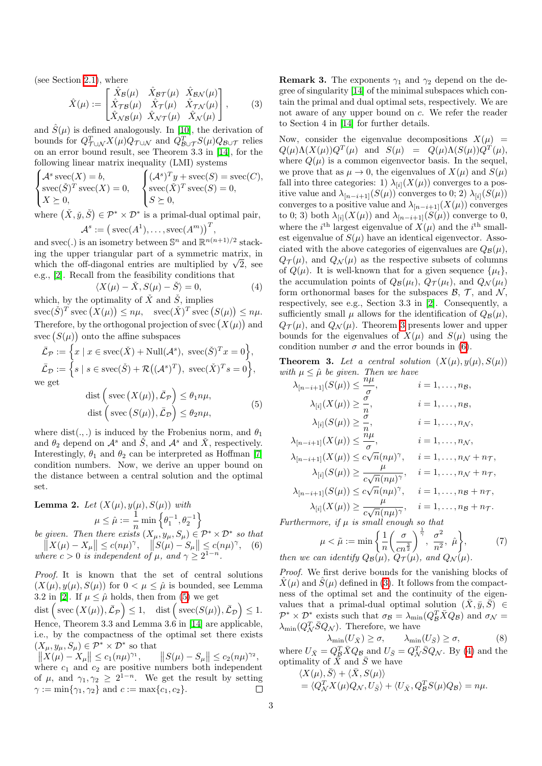(see Section 2.1), where

$$\hat{X}(\mu) := \begin{bmatrix} \hat{X}_{\mathcal{B}}(\mu) & \hat{X}_{\mathcal{B}\mathcal{T}}(\mu) & \hat{X}_{\mathcal{B}\mathcal{N}}(\mu) \\ \hat{X}_{\mathcal{T}\mathcal{B}}(\mu) & \hat{X}_{\mathcal{T}}(\mu) & \hat{X}_{\mathcal{T}\mathcal{N}}(\mu) \\ \hat{X}_{\mathcal{N}\mathcal{B}}(\mu) & \hat{X}_{\mathcal{N}\mathcal{T}}(\mu) & \hat{X}_{\mathcal{N}}(\mu) \end{bmatrix}, \tag{3}$$

and $\hat{S}(\mu)$ is defined analogously. In [10], the derivation of bounds for $Q^T_{\mathcal{T}\cup\mathcal{N}} X(\mu) Q_{\mathcal{T}\cup\mathcal{N}}$ and $Q^T_{\mathcal{B}\cup\mathcal{T}} S(\mu) Q_{\mathcal{B}\cup\mathcal{T}}$ relies on an error bound result, see Theorem 3.3 in [14], for the following linear matrix inequality (LMI) systems

$$\begin{cases} \mathcal{A}^s \operatorname{svec}(X) = b, \\ \operatorname{svec}(\check{S})^T \operatorname{svec}(X) = 0, \\ X \succeq 0, \end{cases} \qquad \begin{cases} (\mathcal{A}^s)^T y + \operatorname{svec}(S) = \operatorname{svec}(C), \\ \operatorname{svec}(\check{X})^T \operatorname{svec}(S) = 0, \\ S \succeq 0, \end{cases}$$

where $(\check{X}, \check{y}, \check{S}) \in \mathcal{P}^* \times \mathcal{D}^*$ is a primal-dual optimal pair,

$$\mathcal{A}^s := \big(\operatorname{svec}(A^1), \ldots, \operatorname{svec}(A^m)\big)^T,$$

and svec(.) is an isometry between $\mathbb{S}^n$ and $\mathbb{R}^{n(n+1)/2}$ stacking the upper triangular part of a symmetric matrix, in which the off-diagonal entries are multiplied by $\sqrt{2}$, see e.g., [2]. Recall from the feasibility conditions that

$$\langle X(\mu) - \check{X}, S(\mu) - \check{S} \rangle = 0, \tag{4}$$

which, by the optimality of $\check{X}$ and $\check{S}$, implies

$$\operatorname{svec}(\check{S})^T \operatorname{svec}\big(X(\mu)\big) \leq n\mu, \quad \operatorname{svec}(\check{X})^T \operatorname{svec}\big(S(\mu)\big) \leq n\mu.$$

Therefore, by the orthogonal projection of $\operatorname{svec}\big(X(\mu)\big)$ and $\operatorname{svec}\big(S(\mu)\big)$ onto the affine subspaces

$$\bar{\mathcal{L}}_{\mathcal{P}} := \Big\{ x \mid x \in \operatorname{svec}(\check{X}) + \operatorname{Null}(\mathcal{A}^s),\ \operatorname{svec}(\check{S})^T x = 0 \Big\},$$
$$\bar{\mathcal{L}}_{\mathcal{D}} := \Big\{ s \mid s \in \operatorname{svec}(\check{S}) + \mathcal{R}\big((\mathcal{A}^s)^T\big),\ \operatorname{svec}(\check{X})^T s = 0 \Big\},$$

we get

$$\begin{aligned} \operatorname{dist}\Big(\operatorname{svec}\big(X(\mu)\big), \bar{\mathcal{L}}_{\mathcal{P}}\Big) &\leq \theta_1 n\mu, \\ \operatorname{dist}\Big(\operatorname{svec}\big(S(\mu)\big), \bar{\mathcal{L}}_{\mathcal{D}}\Big) &\leq \theta_2 n\mu, \end{aligned} \tag{5}$$

where dist(.,.) is induced by the Frobenius norm, and $\theta_1$ and $\theta_2$ depend on $\mathcal{A}^s$ and $\check{S}$, and $\mathcal{A}^s$ and $\check{X}$, respectively. Interestingly, $\theta_1$ and $\theta_2$ can be interpreted as Hoffman [7] condition numbers. Now, we derive an upper bound on the distance between a central solution and the optimal set.

**Lemma 2.** *Let $(X(\mu), y(\mu), S(\mu))$ with*

$$\mu \leq \hat{\mu} := \frac{1}{n} \min\big\{\theta_1^{-1}, \theta_2^{-1}\big\}$$

*be given. Then there exists $(X_\mu, y_\mu, S_\mu) \in \mathcal{P}^* \times \mathcal{D}^*$ so that*

$$\big\|X(\mu) - X_\mu\big\| \leq c(n\mu)^\gamma, \quad \big\|S(\mu) - S_\mu\big\| \leq c(n\mu)^\gamma, \tag{6}$$

*where $c > 0$ is independent of $\mu$, and $\gamma \geq 2^{1-n}$.*

*Proof.* It is known that the set of central solutions $(X(\mu), y(\mu), S(\mu))$ for $0 < \mu \leq \hat{\mu}$ is bounded, see Lemma 3.2 in [2]. If $\mu \leq \hat{\mu}$ holds, then from (5) we get

$$\operatorname{dist}\Big(\operatorname{svec}\big(X(\mu)\big), \bar{\mathcal{L}}_{\mathcal{P}}\Big) \leq 1, \quad \operatorname{dist}\Big(\operatorname{svec}(S(\mu)), \bar{\mathcal{L}}_{\mathcal{D}}\Big) \leq 1.$$

Hence, Theorem 3.3 and Lemma 3.6 in [14] are applicable, i.e., by the compactness of the optimal set there exists $(X_\mu, y_\mu, S_\mu) \in \mathcal{P}^* \times \mathcal{D}^*$ so that

$$\big\|X(\mu) - X_\mu\big\| \leq c_1(n\mu)^{\gamma_1}, \qquad \big\|S(\mu) - S_\mu\big\| \leq c_2(n\mu)^{\gamma_2},$$

where $c_1$ and $c_2$ are positive numbers both independent of $\mu$, and $\gamma_1, \gamma_2 \geq 2^{1-n}$. We get the result by setting $\gamma := \min\{\gamma_1, \gamma_2\}$ and $c := \max\{c_1, c_2\}$. $\square$

**Remark 3.** The exponents $\gamma_1$ and $\gamma_2$ depend on the degree of singularity [14] of the minimal subspaces which contain the primal and dual optimal sets, respectively. We are not aware of any upper bound on $c$. We refer the reader to Section 4 in [14] for further details.

Now, consider the eigenvalue decompositions $X(\mu) = Q(\mu)\Lambda(X(\mu))Q^T(\mu)$ and $S(\mu) = Q(\mu)\Lambda(S(\mu))Q^T(\mu)$, where $Q(\mu)$ is a common eigenvector basis. In the sequel, we prove that as $\mu \to 0$, the eigenvalues of $X(\mu)$ and $S(\mu)$ fall into three categories: 1) $\lambda_{[i]}(X(\mu))$ converges to a positive value and $\lambda_{[n-i+1]}(S(\mu))$ converges to 0; 2) $\lambda_{[i]}(S(\mu))$ converges to a positive value and $\lambda_{[n-i+1]}(X(\mu))$ converges to 0; 3) both $\lambda_{[i]}(X(\mu))$ and $\lambda_{[n-i+1]}(S(\mu))$ converge to 0, where the $i^{\text{th}}$ largest eigenvalue of $X(\mu)$ and the $i^{\text{th}}$ smallest eigenvalue of $S(\mu)$ have an identical eigenvector. Associated with the above categories of eigenvalues are $Q_{\mathcal{B}}(\mu)$, $Q_{\mathcal{T}}(\mu)$, and $Q_{\mathcal{N}}(\mu)$ as the respective subsets of columns of $Q(\mu)$. It is well-known that for a given sequence $\{\mu_t\}$, the accumulation points of $Q_{\mathcal{B}}(\mu_t)$, $Q_{\mathcal{T}}(\mu_t)$, and $Q_{\mathcal{N}}(\mu_t)$ form orthonormal bases for the subspaces $\mathcal{B}$, $\mathcal{T}$, and $\mathcal{N}$, respectively, see e.g., Section 3.3 in [2]. Consequently, a sufficiently small $\mu$ allows for the identification of $Q_{\mathcal{B}}(\mu)$, $Q_{\mathcal{T}}(\mu)$, and $Q_{\mathcal{N}}(\mu)$. Theorem 3 presents lower and upper bounds for the eigenvalues of $X(\mu)$ and $S(\mu)$ using the condition number $\sigma$ and the error bounds in (6).

**Theorem 3.** *Let a central solution $(X(\mu), y(\mu), S(\mu))$ with $\mu \leq \hat{\mu}$ be given. Then we have*

$$\begin{aligned}
\lambda_{[n-i+1]}(S(\mu)) &\leq \frac{n\mu}{\sigma}, & i &= 1, \ldots, n_{\mathcal{B}}, \\
\lambda_{[i]}(X(\mu)) &\geq \frac{\sigma}{n}, & i &= 1, \ldots, n_{\mathcal{B}}, \\
\lambda_{[i]}(S(\mu)) &\geq \frac{\sigma}{n}, & i &= 1, \ldots, n_{\mathcal{N}}, \\
\lambda_{[n-i+1]}(X(\mu)) &\leq \frac{n\mu}{\sigma}, & i &= 1, \ldots, n_{\mathcal{N}}, \\
\lambda_{[n-i+1]}(X(\mu)) &\leq c\sqrt{n}(n\mu)^\gamma, & i &= 1, \ldots, n_{\mathcal{N}} + n_{\mathcal{T}}, \\
\lambda_{[i]}(S(\mu)) &\geq \frac{\mu}{c\sqrt{n}(n\mu)^\gamma}, & i &= 1, \ldots, n_{\mathcal{N}} + n_{\mathcal{T}}, \\
\lambda_{[n-i+1]}(S(\mu)) &\leq c\sqrt{n}(n\mu)^\gamma, & i &= 1, \ldots, n_{\mathcal{B}} + n_{\mathcal{T}}, \\
\lambda_{[i]}(X(\mu)) &\geq \frac{\mu}{c\sqrt{n}(n\mu)^\gamma}, & i &= 1, \ldots, n_{\mathcal{B}} + n_{\mathcal{T}}.
\end{aligned}$$

*Furthermore, if $\mu$ is small enough so that*

$$\mu < \tilde{\mu} := \min\left\{\frac{1}{n}\left(\frac{\sigma}{cn^{\frac{3}{2}}}\right)^{\frac{1}{\gamma}},\ \frac{\sigma^2}{n^2},\ \hat{\mu}\right\}, \tag{7}$$

*then we can identify $Q_{\mathcal{B}}(\mu)$, $Q_{\mathcal{T}}(\mu)$, and $Q_{\mathcal{N}}(\mu)$.*

*Proof.* We first derive bounds for the vanishing blocks of $\hat{X}(\mu)$ and $\hat{S}(\mu)$ defined in (3). It follows from the compactness of the optimal set and the continuity of the eigenvalues that a primal-dual optimal solution $(\bar{X}, \bar{y}, \bar{S}) \in \mathcal{P}^* \times \mathcal{D}^*$ exists such that $\sigma_{\mathcal{B}} = \lambda_{\min}(Q^T_{\mathcal{B}} \bar{X} Q_{\mathcal{B}})$ and $\sigma_{\mathcal{N}} = \lambda_{\min}(Q^T_{\mathcal{N}} \bar{S} Q_{\mathcal{N}})$. Therefore, we have

$$\lambda_{\min}(U_{\bar{X}}) \geq \sigma, \qquad \lambda_{\min}(U_{\bar{S}}) \geq \sigma, \tag{8}$$

where $U_{\bar{X}} = Q^T_{\mathcal{B}} \bar{X} Q_{\mathcal{B}}$ and $U_{\bar{S}} = Q^T_{\mathcal{N}} \bar{S} Q_{\mathcal{N}}$. By (4) and the optimality of $\bar{X}$ and $\bar{S}$ we have

$$\begin{aligned} &\langle X(\mu), \bar{S} \rangle + \langle \bar{X}, S(\mu) \rangle \\ &= \langle Q^T_{\mathcal{N}} X(\mu) Q_{\mathcal{N}}, U_{\bar{S}} \rangle + \langle U_{\bar{X}}, Q^T_{\mathcal{B}} S(\mu) Q_{\mathcal{B}} \rangle = n\mu. \end{aligned}$$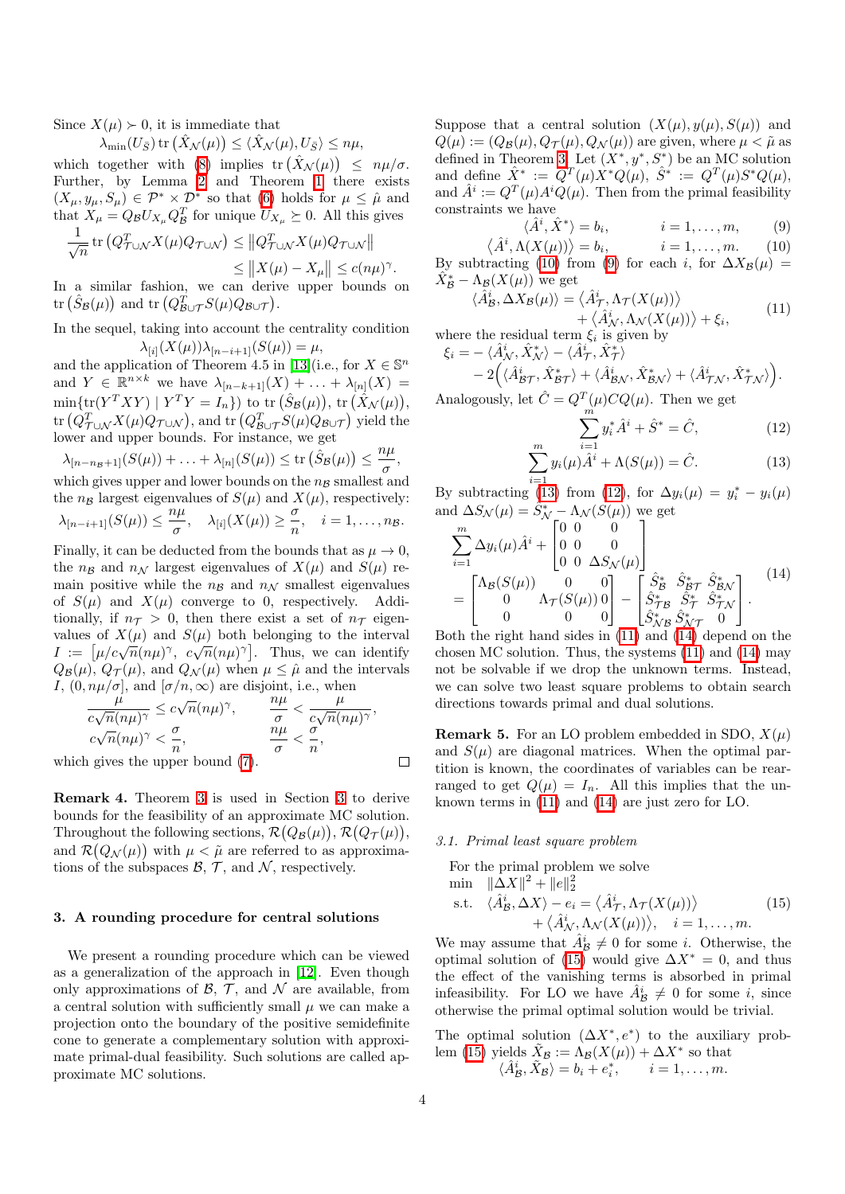Since $X(\mu) \succ 0$, it is immediate that

$$\lambda_{\min}(U_{\bar{S}}) \operatorname{tr}\left(\hat{X}_{\mathcal{N}}(\mu)\right) \leq \langle \hat{X}_{\mathcal{N}}(\mu), U_{\bar{S}} \rangle \leq n\mu,$$

which together with (8) implies $\operatorname{tr}\left(\hat{X}_{\mathcal{N}}(\mu)\right) \leq n\mu/\sigma$. Further, by Lemma 2 and Theorem 1 there exists $(X_\mu, y_\mu, S_\mu) \in \mathcal{P}^* \times \mathcal{D}^*$ so that (6) holds for $\mu \leq \hat{\mu}$ and that $X_\mu = Q_{\mathcal{B}} U_{X_\mu} Q_{\mathcal{B}}^T$ for unique $U_{X_\mu} \succeq 0$. All this gives

$$\begin{aligned}\frac{1}{\sqrt{n}} \operatorname{tr}\left(Q_{\mathcal{T}\cup\mathcal{N}}^T X(\mu) Q_{\mathcal{T}\cup\mathcal{N}}\right) &\leq \left\|Q_{\mathcal{T}\cup\mathcal{N}}^T X(\mu) Q_{\mathcal{T}\cup\mathcal{N}}\right\| \\ &\leq \left\|X(\mu) - X_\mu\right\| \leq c(n\mu)^\gamma.\end{aligned}$$

In a similar fashion, we can derive upper bounds on $\operatorname{tr}\left(\hat{S}_{\mathcal{B}}(\mu)\right)$ and $\operatorname{tr}\left(Q_{\mathcal{B}\cup\mathcal{T}}^T S(\mu) Q_{\mathcal{B}\cup\mathcal{T}}\right)$.

In the sequel, taking into account the centrality condition

$$\lambda_{[i]}(X(\mu))\lambda_{[n-i+1]}(S(\mu)) = \mu,$$

and the application of Theorem 4.5 in [13](i.e., for $X \in \mathbb{S}^n$ and $Y \in \mathbb{R}^{n\times k}$ we have $\lambda_{[n-k+1]}(X) + \ldots + \lambda_{[n]}(X) = \min\{\operatorname{tr}(Y^T XY) \mid Y^T Y = I_n\}$) to $\operatorname{tr}\left(\hat{S}_{\mathcal{B}}(\mu)\right)$, $\operatorname{tr}\left(\hat{X}_{\mathcal{N}}(\mu)\right)$, $\operatorname{tr}\left(Q_{\mathcal{T}\cup\mathcal{N}}^T X(\mu) Q_{\mathcal{T}\cup\mathcal{N}}\right)$, and $\operatorname{tr}\left(Q_{\mathcal{B}\cup\mathcal{T}}^T S(\mu) Q_{\mathcal{B}\cup\mathcal{T}}\right)$ yield the lower and upper bounds. For instance, we get

$$\lambda_{[n-n_{\mathcal{B}}+1]}(S(\mu)) + \ldots + \lambda_{[n]}(S(\mu)) \leq \operatorname{tr}\left(\hat{S}_{\mathcal{B}}(\mu)\right) \leq \frac{n\mu}{\sigma},$$

which gives upper and lower bounds on the $n_{\mathcal{B}}$ smallest and the $n_{\mathcal{B}}$ largest eigenvalues of $S(\mu)$ and $X(\mu)$, respectively:

$$\lambda_{[n-i+1]}(S(\mu)) \leq \frac{n\mu}{\sigma}, \quad \lambda_{[i]}(X(\mu)) \geq \frac{\sigma}{n}, \quad i = 1, \ldots, n_{\mathcal{B}}.$$

Finally, it can be deducted from the bounds that as $\mu \to 0$, the $n_{\mathcal{B}}$ and $n_{\mathcal{N}}$ largest eigenvalues of $X(\mu)$ and $S(\mu)$ remain positive while the $n_{\mathcal{B}}$ and $n_{\mathcal{N}}$ smallest eigenvalues of $S(\mu)$ and $X(\mu)$ converge to 0, respectively. Additionally, if $n_{\mathcal{T}} > 0$, then there exist a set of $n_{\mathcal{T}}$ eigenvalues of $X(\mu)$ and $S(\mu)$ both belonging to the interval $I := \left[\mu/c\sqrt{n}(n\mu)^\gamma,\ c\sqrt{n}(n\mu)^\gamma\right]$. Thus, we can identify $Q_{\mathcal{B}}(\mu)$, $Q_{\mathcal{T}}(\mu)$, and $Q_{\mathcal{N}}(\mu)$ when $\mu \leq \hat{\mu}$ and the intervals $I$, $(0, n\mu/\sigma]$, and $[\sigma/n, \infty)$ are disjoint, i.e., when

$$\frac{\mu}{c\sqrt{n}(n\mu)^\gamma} \leq c\sqrt{n}(n\mu)^\gamma, \qquad \frac{n\mu}{\sigma} < \frac{\mu}{c\sqrt{n}(n\mu)^\gamma},$$
$$c\sqrt{n}(n\mu)^\gamma < \frac{\sigma}{n}, \qquad \frac{n\mu}{\sigma} < \frac{\sigma}{n},$$

which gives the upper bound (7). □

**Remark 4.** Theorem 3 is used in Section 3 to derive bounds for the feasibility of an approximate MC solution. Throughout the following sections, $\mathcal{R}(Q_{\mathcal{B}}(\mu))$, $\mathcal{R}(Q_{\mathcal{T}}(\mu))$, and $\mathcal{R}(Q_{\mathcal{N}}(\mu))$ with $\mu < \tilde{\mu}$ are referred to as approximations of the subspaces $\mathcal{B}$, $\mathcal{T}$, and $\mathcal{N}$, respectively.

## 3. A rounding procedure for central solutions

We present a rounding procedure which can be viewed as a generalization of the approach in [12]. Even though only approximations of $\mathcal{B}$, $\mathcal{T}$, and $\mathcal{N}$ are available, from a central solution with sufficiently small $\mu$ we can make a projection onto the boundary of the positive semidefinite cone to generate a complementary solution with approximate primal-dual feasibility. Such solutions are called approximate MC solutions.

Suppose that a central solution $(X(\mu), y(\mu), S(\mu))$ and $Q(\mu) := (Q_{\mathcal{B}}(\mu), Q_{\mathcal{T}}(\mu), Q_{\mathcal{N}}(\mu))$ are given, where $\mu < \tilde{\mu}$ as defined in Theorem 3. Let $(X^*, y^*, S^*)$ be an MC solution and define $\hat{X}^* := Q^T(\mu) X^* Q(\mu)$, $\hat{S}^* := Q^T(\mu) S^* Q(\mu)$, and $\hat{A}^i := Q^T(\mu) A^i Q(\mu)$. Then from the primal feasibility constraints we have

$$\langle \hat{A}^i, \hat{X}^* \rangle = b_i, \qquad i = 1, \ldots, m, \tag{9}$$
$$\langle \hat{A}^i, \Lambda(X(\mu)) \rangle = b_i, \qquad i = 1, \ldots, m. \tag{10}$$

By subtracting (10) from (9) for each $i$, for $\Delta X_{\mathcal{B}}(\mu) = \hat{X}_{\mathcal{B}}^* - \Lambda_{\mathcal{B}}(X(\mu))$ we get

$$\begin{aligned}\langle \hat{A}_{\mathcal{B}}^i, \Delta X_{\mathcal{B}}(\mu) \rangle = &\left\langle \hat{A}_{\mathcal{T}}^i, \Lambda_{\mathcal{T}}(X(\mu)) \right\rangle \\ &+ \left\langle \hat{A}_{\mathcal{N}}^i, \Lambda_{\mathcal{N}}(X(\mu)) \right\rangle + \xi_i,\end{aligned} \tag{11}$$

where the residual term $\xi_i$ is given by

$$\begin{aligned}\xi_i = &- \langle \hat{A}_{\mathcal{N}}^i, \hat{X}_{\mathcal{N}}^* \rangle - \langle \hat{A}_{\mathcal{T}}^i, \hat{X}_{\mathcal{T}}^* \rangle \\ &- 2\Big(\langle \hat{A}_{\mathcal{B}\mathcal{T}}^i, \hat{X}_{\mathcal{B}\mathcal{T}}^* \rangle + \langle \hat{A}_{\mathcal{B}\mathcal{N}}^i, \hat{X}_{\mathcal{B}\mathcal{N}}^* \rangle + \langle \hat{A}_{\mathcal{T}\mathcal{N}}^i, \hat{X}_{\mathcal{T}\mathcal{N}}^* \rangle\Big).\end{aligned}$$

Analogously, let $\hat{C} = Q^T(\mu) C Q(\mu)$. Then we get

$$\sum_{i=1}^m y_i^* \hat{A}^i + \hat{S}^* = \hat{C}, \tag{12}$$
$$\sum_{i=1}^m y_i(\mu) \hat{A}^i + \Lambda(S(\mu)) = \hat{C}. \tag{13}$$

By subtracting (13) from (12), for $\Delta y_i(\mu) = y_i^* - y_i(\mu)$ and $\Delta S_{\mathcal{N}}(\mu) = \hat{S}_{\mathcal{N}}^* - \Lambda_{\mathcal{N}}(S(\mu))$ we get

$$\begin{aligned}&\sum_{i=1}^m \Delta y_i(\mu) \hat{A}^i + \begin{bmatrix} 0 & 0 & 0 \\ 0 & 0 & 0 \\ 0 & 0 & \Delta S_{\mathcal{N}}(\mu) \end{bmatrix} \\ &= \begin{bmatrix} \Lambda_{\mathcal{B}}(S(\mu)) & 0 & 0 \\ 0 & \Lambda_{\mathcal{T}}(S(\mu)) & 0 \\ 0 & 0 & 0 \end{bmatrix} - \begin{bmatrix} \hat{S}_{\mathcal{B}}^* & \hat{S}_{\mathcal{B}\mathcal{T}}^* & \hat{S}_{\mathcal{B}\mathcal{N}}^* \\ \hat{S}_{\mathcal{T}\mathcal{B}}^* & \hat{S}_{\mathcal{T}}^* & \hat{S}_{\mathcal{T}\mathcal{N}}^* \\ \hat{S}_{\mathcal{N}\mathcal{B}}^* & \hat{S}_{\mathcal{N}\mathcal{T}}^* & 0 \end{bmatrix}.\end{aligned} \tag{14}$$

Both the right hand sides in (11) and (14) depend on the chosen MC solution. Thus, the systems (11) and (14) may not be solvable if we drop the unknown terms. Instead, we can solve two least square problems to obtain search directions towards primal and dual solutions.

**Remark 5.** For an LO problem embedded in SDO, $X(\mu)$ and $S(\mu)$ are diagonal matrices. When the optimal partition is known, the coordinates of variables can be rearranged to get $Q(\mu) = I_n$. All this implies that the unknown terms in (11) and (14) are just zero for LO.

### 3.1. Primal least square problem

For the primal problem we solve

$$\begin{aligned}\min \quad & \|\Delta X\|^2 + \|e\|_2^2 \\ \text{s.t.} \quad & \langle \hat{A}_{\mathcal{B}}^i, \Delta X \rangle - e_i = \left\langle \hat{A}_{\mathcal{T}}^i, \Lambda_{\mathcal{T}}(X(\mu)) \right\rangle \\ & \qquad + \left\langle \hat{A}_{\mathcal{N}}^i, \Lambda_{\mathcal{N}}(X(\mu)) \right\rangle, \quad i = 1, \ldots, m.\end{aligned} \tag{15}$$

We may assume that $\hat{A}_{\mathcal{B}}^i \neq 0$ for some $i$. Otherwise, the optimal solution of (15) would give $\Delta X^* = 0$, and thus the effect of the vanishing terms is absorbed in primal infeasibility. For LO we have $\hat{A}_{\mathcal{B}}^i \neq 0$ for some $i$, since otherwise the primal optimal solution would be trivial.

The optimal solution $(\Delta X^*, e^*)$ to the auxiliary problem (15) yields $\tilde{X}_{\mathcal{B}} := \Lambda_{\mathcal{B}}(X(\mu)) + \Delta X^*$ so that

$$\langle \hat{A}_{\mathcal{B}}^i, \tilde{X}_{\mathcal{B}} \rangle = b_i + e_i^*, \qquad i = 1, \ldots, m.$$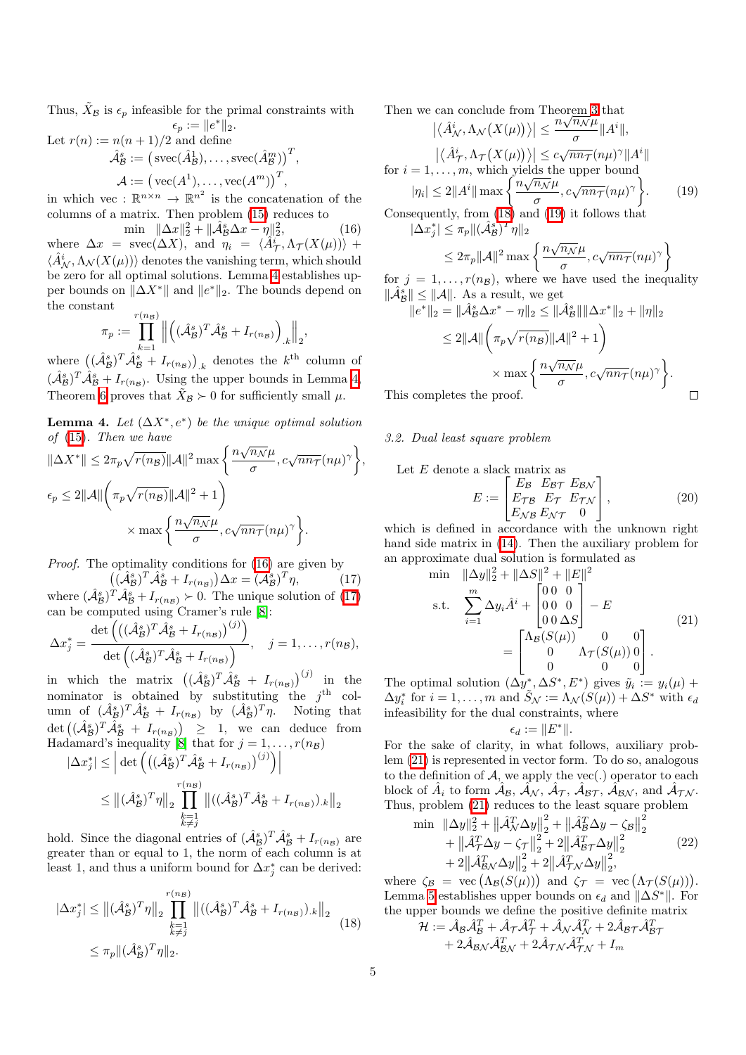Thus, $\tilde{X}_{\mathcal{B}}$ is $\epsilon_p$ infeasible for the primal constraints with

$$\epsilon_p := \|e^*\|_2.$$

Let $r(n) := n(n+1)/2$ and define

$$\hat{\mathcal{A}}^s_{\mathcal{B}} := \left(\operatorname{svec}(\hat{A}^1_{\mathcal{B}}), \ldots, \operatorname{svec}(\hat{A}^m_{\mathcal{B}})\right)^T,$$

$$\mathcal{A} := \left(\operatorname{vec}(A^1), \ldots, \operatorname{vec}(A^m)\right)^T,$$

in which vec : $\mathbb{R}^{n\times n} \to \mathbb{R}^{n^2}$ is the concatenation of the columns of a matrix. Then problem (15) reduces to

$$\min \quad \|\Delta x\|_2^2 + \|\hat{\mathcal{A}}^s_{\mathcal{B}}\Delta x - \eta\|_2^2, \tag{16}$$

where $\Delta x = \operatorname{svec}(\Delta X)$, and $\eta_i = \langle \hat{A}^i_{\mathcal{T}}, \Lambda_{\mathcal{T}}(X(\mu))\rangle + \langle \hat{A}^i_{\mathcal{N}}, \Lambda_{\mathcal{N}}(X(\mu))\rangle$ denotes the vanishing term, which should be zero for all optimal solutions. Lemma 4 establishes upper bounds on $\|\Delta X^*\|$ and $\|e^*\|_2$. The bounds depend on the constant

$$\pi_p := \prod_{k=1}^{r(n_{\mathcal{B}})} \left\| \left( (\hat{\mathcal{A}}^s_{\mathcal{B}})^T \hat{\mathcal{A}}^s_{\mathcal{B}} + I_{r(n_{\mathcal{B}})} \right)_{.k} \right\|_2,$$

where $\left((\hat{\mathcal{A}}^s_{\mathcal{B}})^T \hat{\mathcal{A}}^s_{\mathcal{B}} + I_{r(n_{\mathcal{B}})}\right)_{.k}$ denotes the $k^{\text{th}}$ column of $(\hat{\mathcal{A}}^s_{\mathcal{B}})^T \hat{\mathcal{A}}^s_{\mathcal{B}} + I_{r(n_{\mathcal{B}})}$. Using the upper bounds in Lemma 4, Theorem 6 proves that $\tilde{X}_{\mathcal{B}} \succ 0$ for sufficiently small $\mu$.

**Lemma 4.** *Let $(\Delta X^*, e^*)$ be the unique optimal solution of (15). Then we have*

$$\|\Delta X^*\| \le 2\pi_p\sqrt{r(n_{\mathcal{B}})}\|\mathcal{A}\|^2 \max\left\{\frac{n\sqrt{n_{\mathcal{N}}}\mu}{\sigma}, c\sqrt{n n_{\mathcal{T}}}(n\mu)^\gamma\right\},$$

$$\epsilon_p \le 2\|\mathcal{A}\|\left(\pi_p\sqrt{r(n_{\mathcal{B}})}\|\mathcal{A}\|^2 + 1\right) \times \max\left\{\frac{n\sqrt{n_{\mathcal{N}}}\mu}{\sigma}, c\sqrt{n n_{\mathcal{T}}}(n\mu)^\gamma\right\}.$$

*Proof.* The optimality conditions for (16) are given by

$$\left((\hat{\mathcal{A}}^s_{\mathcal{B}})^T \hat{\mathcal{A}}^s_{\mathcal{B}} + I_{r(n_{\mathcal{B}})}\right)\Delta x = (\hat{\mathcal{A}}^s_{\mathcal{B}})^T\eta, \tag{17}$$

where $(\hat{\mathcal{A}}^s_{\mathcal{B}})^T \hat{\mathcal{A}}^s_{\mathcal{B}} + I_{r(n_{\mathcal{B}})} \succ 0$. The unique solution of (17) can be computed using Cramer's rule [8]:

$$\Delta x^*_j = \frac{\det\left(\left((\hat{\mathcal{A}}^s_{\mathcal{B}})^T \hat{\mathcal{A}}^s_{\mathcal{B}} + I_{r(n_{\mathcal{B}})}\right)^{(j)}\right)}{\det\left((\hat{\mathcal{A}}^s_{\mathcal{B}})^T \hat{\mathcal{A}}^s_{\mathcal{B}} + I_{r(n_{\mathcal{B}})}\right)}, \quad j = 1, \ldots, r(n_{\mathcal{B}}),$$

in which the matrix $\left((\hat{\mathcal{A}}^s_{\mathcal{B}})^T \hat{\mathcal{A}}^s_{\mathcal{B}} + I_{r(n_{\mathcal{B}})}\right)^{(j)}$ in the nominator is obtained by substituting the $j^{\text{th}}$ column of $(\hat{\mathcal{A}}^s_{\mathcal{B}})^T \hat{\mathcal{A}}^s_{\mathcal{B}} + I_{r(n_{\mathcal{B}})}$ by $(\hat{\mathcal{A}}^s_{\mathcal{B}})^T\eta$. Noting that $\det\left((\hat{\mathcal{A}}^s_{\mathcal{B}})^T \hat{\mathcal{A}}^s_{\mathcal{B}} + I_{r(n_{\mathcal{B}})}\right) \ge 1$, we can deduce from Hadamard's inequality [8] that for $j = 1, \ldots, r(n_{\mathcal{B}})$

$$|\Delta x^*_j| \le \left|\det\left(\left((\hat{\mathcal{A}}^s_{\mathcal{B}})^T \hat{\mathcal{A}}^s_{\mathcal{B}} + I_{r(n_{\mathcal{B}})}\right)^{(j)}\right)\right| \le \left\|(\hat{\mathcal{A}}^s_{\mathcal{B}})^T\eta\right\|_2 \prod_{\substack{k=1\\k\neq j}}^{r(n_{\mathcal{B}})} \left\|((\hat{\mathcal{A}}^s_{\mathcal{B}})^T \hat{\mathcal{A}}^s_{\mathcal{B}} + I_{r(n_{\mathcal{B}})})_{.k}\right\|_2$$

hold. Since the diagonal entries of $(\hat{\mathcal{A}}^s_{\mathcal{B}})^T \hat{\mathcal{A}}^s_{\mathcal{B}} + I_{r(n_{\mathcal{B}})}$ are greater than or equal to 1, the norm of each column is at least 1, and thus a uniform bound for $\Delta x^*_j$ can be derived:

$$|\Delta x^*_j| \le \left\|(\hat{\mathcal{A}}^s_{\mathcal{B}})^T\eta\right\|_2 \prod_{\substack{k=1\\k\neq j}}^{r(n_{\mathcal{B}})} \left\|((\hat{\mathcal{A}}^s_{\mathcal{B}})^T \hat{\mathcal{A}}^s_{\mathcal{B}} + I_{r(n_{\mathcal{B}})})_{.k}\right\|_2 \le \pi_p\|(\hat{\mathcal{A}}^s_{\mathcal{B}})^T\eta\|_2. \tag{18}$$

Then we can conclude from Theorem 3 that

$$\left|\left\langle \hat{A}^i_{\mathcal{N}}, \Lambda_{\mathcal{N}}\big(X(\mu)\big)\right\rangle\right| \le \frac{n\sqrt{n_{\mathcal{N}}}\mu}{\sigma}\|A^i\|,$$

$$\left|\left\langle \hat{A}^i_{\mathcal{T}}, \Lambda_{\mathcal{T}}\big(X(\mu)\big)\right\rangle\right| \le c\sqrt{n n_{\mathcal{T}}}(n\mu)^\gamma\|A^i\|$$

for $i = 1, \ldots, m$, which yields the upper bound

$$|\eta_i| \le 2\|A^i\| \max\left\{\frac{n\sqrt{n_{\mathcal{N}}}\mu}{\sigma}, c\sqrt{n n_{\mathcal{T}}}(n\mu)^\gamma\right\}. \tag{19}$$

Consequently, from (18) and (19) it follows that

$$|\Delta x^*_j| \le \pi_p\|(\hat{\mathcal{A}}^s_{\mathcal{B}})^T\eta\|_2 \le 2\pi_p\|\mathcal{A}\|^2 \max\left\{\frac{n\sqrt{n_{\mathcal{N}}}\mu}{\sigma}, c\sqrt{n n_{\mathcal{T}}}(n\mu)^\gamma\right\}$$

for $j = 1, \ldots, r(n_{\mathcal{B}})$, where we have used the inequality $\|\hat{\mathcal{A}}^s_{\mathcal{B}}\| \le \|\mathcal{A}\|$. As a result, we get

$$\|e^*\|_2 = \|\hat{\mathcal{A}}^s_{\mathcal{B}}\Delta x^* - \eta\|_2 \le \|\hat{\mathcal{A}}^s_{\mathcal{B}}\|\|\Delta x^*\|_2 + \|\eta\|_2 \le 2\|\mathcal{A}\|\left(\pi_p\sqrt{r(n_{\mathcal{B}})}\|\mathcal{A}\|^2 + 1\right) \times \max\left\{\frac{n\sqrt{n_{\mathcal{N}}}\mu}{\sigma}, c\sqrt{n n_{\mathcal{T}}}(n\mu)^\gamma\right\}.$$

This completes the proof. $\square$

### 3.2. Dual least square problem

Let $E$ denote a slack matrix as

$$E := \begin{bmatrix} E_{\mathcal{B}} & E_{\mathcal{BT}} & E_{\mathcal{BN}} \\ E_{\mathcal{TB}} & E_{\mathcal{T}} & E_{\mathcal{TN}} \\ E_{\mathcal{NB}} & E_{\mathcal{NT}} & 0 \end{bmatrix}, \tag{20}$$

which is defined in accordance with the unknown right hand side matrix in (14). Then the auxiliary problem for an approximate dual solution is formulated as

$$\begin{aligned} \min \quad & \|\Delta y\|_2^2 + \|\Delta S\|^2 + \|E\|^2 \\ \text{s.t.} \quad & \sum_{i=1}^m \Delta y_i \hat{A}^i + \begin{bmatrix} 0 & 0 & 0 \\ 0 & 0 & 0 \\ 0 & 0 & \Delta S \end{bmatrix} - E = \begin{bmatrix} \Lambda_{\mathcal{B}}(S(\mu)) & 0 & 0 \\ 0 & \Lambda_{\mathcal{T}}(S(\mu)) & 0 \\ 0 & 0 & 0 \end{bmatrix}. \end{aligned} \tag{21}$$

The optimal solution $(\Delta y^*, \Delta S^*, E^*)$ gives $\tilde{y}_i := y_i(\mu) + \Delta y^*_i$ for $i = 1, \ldots, m$ and $\tilde{S}_{\mathcal{N}} := \Lambda_{\mathcal{N}}(S(\mu)) + \Delta S^*$ with $\epsilon_d$ infeasibility for the dual constraints, where

$$\epsilon_d := \|E^*\|.$$

For the sake of clarity, in what follows, auxiliary problem (21) is represented in vector form. To do so, analogous to the definition of $\mathcal{A}$, we apply the vec(.) operator to each block of $\hat{A}_i$ to form $\hat{\mathcal{A}}_{\mathcal{B}}$, $\hat{\mathcal{A}}_{\mathcal{N}}$, $\hat{\mathcal{A}}_{\mathcal{T}}$, $\hat{\mathcal{A}}_{\mathcal{BT}}$, $\hat{\mathcal{A}}_{\mathcal{BN}}$, and $\hat{\mathcal{A}}_{\mathcal{TN}}$. Thus, problem (21) reduces to the least square problem

$$\begin{aligned} \min \quad & \|\Delta y\|_2^2 + \left\|\hat{\mathcal{A}}^T_{\mathcal{N}}\Delta y\right\|_2^2 + \left\|\hat{\mathcal{A}}^T_{\mathcal{B}}\Delta y - \zeta_{\mathcal{B}}\right\|_2^2 \\ & + \left\|\hat{\mathcal{A}}^T_{\mathcal{T}}\Delta y - \zeta_{\mathcal{T}}\right\|_2^2 + 2\left\|\hat{\mathcal{A}}^T_{\mathcal{BT}}\Delta y\right\|_2^2 \\ & + 2\left\|\hat{\mathcal{A}}^T_{\mathcal{BN}}\Delta y\right\|_2^2 + 2\left\|\hat{\mathcal{A}}^T_{\mathcal{TN}}\Delta y\right\|_2^2, \end{aligned} \tag{22}$$

where $\zeta_{\mathcal{B}} = \operatorname{vec}\big(\Lambda_{\mathcal{B}}(S(\mu))\big)$ and $\zeta_{\mathcal{T}} = \operatorname{vec}\big(\Lambda_{\mathcal{T}}(S(\mu))\big)$. Lemma 5 establishes upper bounds on $\epsilon_d$ and $\|\Delta S^*\|$. For the upper bounds we define the positive definite matrix

$$\mathcal{H} := \hat{\mathcal{A}}_{\mathcal{B}}\hat{\mathcal{A}}^T_{\mathcal{B}} + \hat{\mathcal{A}}_{\mathcal{T}}\hat{\mathcal{A}}^T_{\mathcal{T}} + \hat{\mathcal{A}}_{\mathcal{N}}\hat{\mathcal{A}}^T_{\mathcal{N}} + 2\hat{\mathcal{A}}_{\mathcal{BT}}\hat{\mathcal{A}}^T_{\mathcal{BT}} + 2\hat{\mathcal{A}}_{\mathcal{BN}}\hat{\mathcal{A}}^T_{\mathcal{BN}} + 2\hat{\mathcal{A}}_{\mathcal{TN}}\hat{\mathcal{A}}^T_{\mathcal{TN}} + I_m$$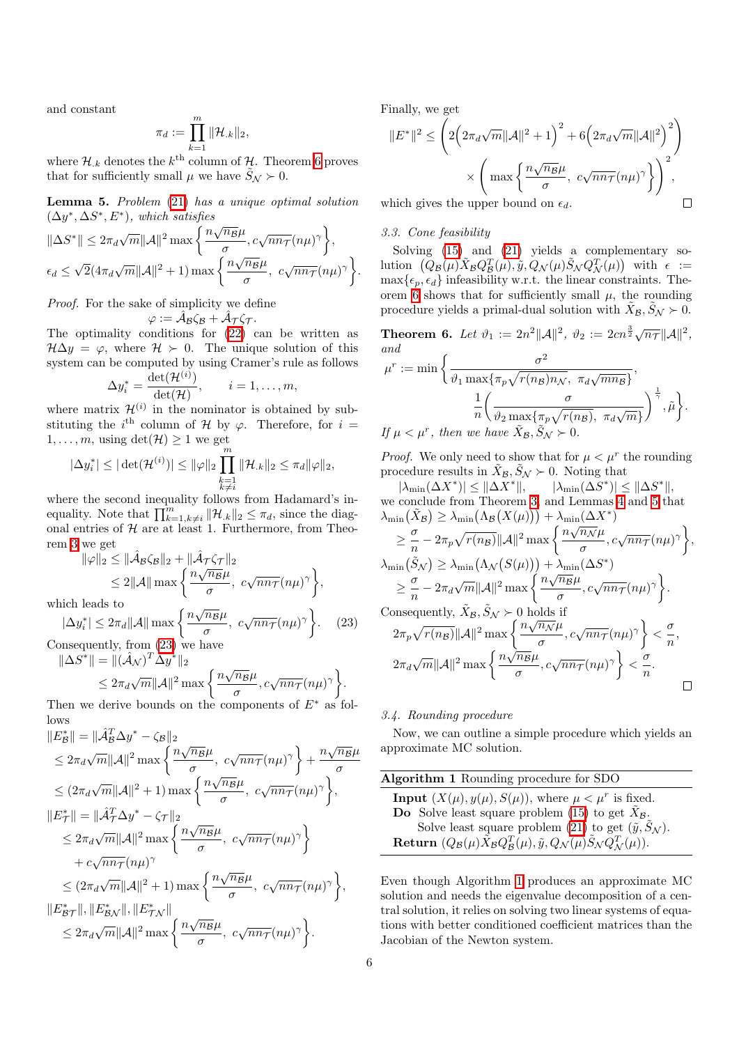and constant

$$\pi_d := \prod_{k=1}^{m} \|\mathcal{H}_{.k}\|_2,$$

where $\mathcal{H}_{.k}$ denotes the $k^{\text{th}}$ column of $\mathcal{H}$. Theorem 6 proves that for sufficiently small $\mu$ we have $\tilde{S}_{\mathcal{N}} \succ 0$.

**Lemma 5.** *Problem (21) has a unique optimal solution $(\Delta y^*, \Delta S^*, E^*)$, which satisfies*

$$\|\Delta S^*\| \leq 2\pi_d\sqrt{m}\|\mathcal{A}\|^2 \max\left\{\frac{n\sqrt{n_{\mathcal{B}}}\mu}{\sigma}, c\sqrt{nn_{\mathcal{T}}}(n\mu)^{\gamma}\right\},$$

$$\epsilon_d \leq \sqrt{2}(4\pi_d\sqrt{m}\|\mathcal{A}\|^2+1)\max\left\{\frac{n\sqrt{n_{\mathcal{B}}}\mu}{\sigma},\ c\sqrt{nn_{\mathcal{T}}}(n\mu)^{\gamma}\right\}.$$

*Proof.* For the sake of simplicity we define

$$\varphi := \hat{\mathcal{A}}_{\mathcal{B}}\zeta_{\mathcal{B}} + \hat{\mathcal{A}}_{\mathcal{T}}\zeta_{\mathcal{T}}.$$

The optimality conditions for (22) can be written as $\mathcal{H}\Delta y = \varphi$, where $\mathcal{H} \succ 0$. The unique solution of this system can be computed by using Cramer's rule as follows

$$\Delta y_i^* = \frac{\det(\mathcal{H}^{(i)})}{\det(\mathcal{H})}, \qquad i = 1,\ldots,m,$$

where matrix $\mathcal{H}^{(i)}$ in the nominator is obtained by substituting the $i^{\text{th}}$ column of $\mathcal{H}$ by $\varphi$. Therefore, for $i = 1,\ldots,m$, using $\det(\mathcal{H}) \geq 1$ we get

$$|\Delta y_i^*| \leq |\det(\mathcal{H}^{(i)})| \leq \|\varphi\|_2 \prod_{\substack{k=1\\k\neq i}}^{m} \|\mathcal{H}_{.k}\|_2 \leq \pi_d\|\varphi\|_2,$$

where the second inequality follows from Hadamard's inequality. Note that $\prod_{k=1,k\neq i}^{m}\|\mathcal{H}_{.k}\|_2 \leq \pi_d$, since the diagonal entries of $\mathcal{H}$ are at least 1. Furthermore, from Theorem 3 we get

$$\begin{aligned}\|\varphi\|_2 &\leq \|\hat{\mathcal{A}}_{\mathcal{B}}\zeta_{\mathcal{B}}\|_2 + \|\hat{\mathcal{A}}_{\mathcal{T}}\zeta_{\mathcal{T}}\|_2\\ &\leq 2\|\mathcal{A}\|\max\left\{\frac{n\sqrt{n_{\mathcal{B}}}\mu}{\sigma},\ c\sqrt{nn_{\mathcal{T}}}(n\mu)^{\gamma}\right\},\end{aligned}$$

which leads to

$$|\Delta y_i^*| \leq 2\pi_d\|\mathcal{A}\|\max\left\{\frac{n\sqrt{n_{\mathcal{B}}}\mu}{\sigma},\ c\sqrt{nn_{\mathcal{T}}}(n\mu)^{\gamma}\right\}. \tag{23}$$

Consequently, from (23) we have

$$\begin{aligned}\|\Delta S^*\| &= \|(\hat{\mathcal{A}}_{\mathcal{N}})^T\Delta y^*\|_2\\ &\leq 2\pi_d\sqrt{m}\|\mathcal{A}\|^2\max\left\{\frac{n\sqrt{n_{\mathcal{B}}}\mu}{\sigma}, c\sqrt{nn_{\mathcal{T}}}(n\mu)^{\gamma}\right\}.\end{aligned}$$

Then we derive bounds on the components of $E^*$ as follows

$$\begin{aligned}\|E_{\mathcal{B}}^*\| &= \|\hat{\mathcal{A}}_{\mathcal{B}}^T\Delta y^* - \zeta_{\mathcal{B}}\|_2\\ &\leq 2\pi_d\sqrt{m}\|\mathcal{A}\|^2\max\left\{\frac{n\sqrt{n_{\mathcal{B}}}\mu}{\sigma},\ c\sqrt{nn_{\mathcal{T}}}(n\mu)^{\gamma}\right\} + \frac{n\sqrt{n_{\mathcal{B}}}\mu}{\sigma}\\ &\leq (2\pi_d\sqrt{m}\|\mathcal{A}\|^2+1)\max\left\{\frac{n\sqrt{n_{\mathcal{B}}}\mu}{\sigma},\ c\sqrt{nn_{\mathcal{T}}}(n\mu)^{\gamma}\right\},\end{aligned}$$

$$\begin{aligned}\|E_{\mathcal{T}}^*\| &= \|\hat{\mathcal{A}}_{\mathcal{T}}^T\Delta y^* - \zeta_{\mathcal{T}}\|_2\\ &\leq 2\pi_d\sqrt{m}\|\mathcal{A}\|^2\max\left\{\frac{n\sqrt{n_{\mathcal{B}}}\mu}{\sigma},\ c\sqrt{nn_{\mathcal{T}}}(n\mu)^{\gamma}\right\}\\ &\quad + c\sqrt{nn_{\mathcal{T}}}(n\mu)^{\gamma}\\ &\leq (2\pi_d\sqrt{m}\|\mathcal{A}\|^2+1)\max\left\{\frac{n\sqrt{n_{\mathcal{B}}}\mu}{\sigma},\ c\sqrt{nn_{\mathcal{T}}}(n\mu)^{\gamma}\right\},\end{aligned}$$

$$\begin{aligned}&\|E_{\mathcal{BT}}^*\|, \|E_{\mathcal{BN}}^*\|, \|E_{\mathcal{TN}}^*\|\\ &\leq 2\pi_d\sqrt{m}\|\mathcal{A}\|^2\max\left\{\frac{n\sqrt{n_{\mathcal{B}}}\mu}{\sigma},\ c\sqrt{nn_{\mathcal{T}}}(n\mu)^{\gamma}\right\}.\end{aligned}$$

Finally, we get

$$\begin{aligned}\|E^*\|^2 \leq &\left(2\Big(2\pi_d\sqrt{m}\|\mathcal{A}\|^2+1\Big)^2 + 6\Big(2\pi_d\sqrt{m}\|\mathcal{A}\|^2\Big)^2\right)\\ &\times\left(\max\left\{\frac{n\sqrt{n_{\mathcal{B}}}\mu}{\sigma},\ c\sqrt{nn_{\mathcal{T}}}(n\mu)^{\gamma}\right\}\right)^2,\end{aligned}$$

which gives the upper bound on $\epsilon_d$. ∎

### 3.3. Cone feasibility

Solving (15) and (21) yields a complementary solution $\big(Q_{\mathcal{B}}(\mu)\tilde{X}_{\mathcal{B}}Q_{\mathcal{B}}^T(\mu), \tilde{y}, Q_{\mathcal{N}}(\mu)\tilde{S}_{\mathcal{N}}Q_{\mathcal{N}}^T(\mu)\big)$ with $\epsilon := \max\{\epsilon_p, \epsilon_d\}$ infeasibility w.r.t. the linear constraints. Theorem 6 shows that for sufficiently small $\mu$, the rounding procedure yields a primal-dual solution with $\tilde{X}_{\mathcal{B}}, \tilde{S}_{\mathcal{N}} \succ 0$.

**Theorem 6.** *Let $\vartheta_1 := 2n^2\|\mathcal{A}\|^2$, $\vartheta_2 := 2cn^{\frac{3}{2}}\sqrt{n_{\mathcal{T}}}\|\mathcal{A}\|^2$, and*

$$\mu^r := \min\left\{\frac{\sigma^2}{\vartheta_1\max\{\pi_p\sqrt{r(n_{\mathcal{B}})n_{\mathcal{N}}},\ \pi_d\sqrt{mn_{\mathcal{B}}}\}},\ \frac{1}{n}\left(\frac{\sigma}{\vartheta_2\max\{\pi_p\sqrt{r(n_{\mathcal{B}})},\ \pi_d\sqrt{m}\}}\right)^{\frac{1}{\gamma}}, \tilde{\mu}\right\}.$$

*If $\mu < \mu^r$, then we have $\tilde{X}_{\mathcal{B}}, \tilde{S}_{\mathcal{N}} \succ 0$.*

*Proof.* We only need to show that for $\mu < \mu^r$ the rounding procedure results in $\tilde{X}_{\mathcal{B}}, \tilde{S}_{\mathcal{N}} \succ 0$. Noting that

$$|\lambda_{\min}(\Delta X^*)| \leq \|\Delta X^*\|, \qquad |\lambda_{\min}(\Delta S^*)| \leq \|\Delta S^*\|,$$

we conclude from Theorem 3, and Lemmas 4 and 5 that

$$\begin{aligned}\lambda_{\min}(\tilde{X}_{\mathcal{B}}) &\geq \lambda_{\min}\big(\Lambda_{\mathcal{B}}(X(\mu))\big) + \lambda_{\min}(\Delta X^*)\\ &\geq \frac{\sigma}{n} - 2\pi_p\sqrt{r(n_{\mathcal{B}})}\|\mathcal{A}\|^2\max\left\{\frac{n\sqrt{n_{\mathcal{N}}}\mu}{\sigma}, c\sqrt{nn_{\mathcal{T}}}(n\mu)^{\gamma}\right\},\\ \lambda_{\min}(\tilde{S}_{\mathcal{N}}) &\geq \lambda_{\min}\big(\Lambda_{\mathcal{N}}(S(\mu))\big) + \lambda_{\min}(\Delta S^*)\\ &\geq \frac{\sigma}{n} - 2\pi_d\sqrt{m}\|\mathcal{A}\|^2\max\left\{\frac{n\sqrt{n_{\mathcal{B}}}\mu}{\sigma}, c\sqrt{nn_{\mathcal{T}}}(n\mu)^{\gamma}\right\}.\end{aligned}$$

Consequently, $\tilde{X}_{\mathcal{B}}, \tilde{S}_{\mathcal{N}} \succ 0$ holds if

$$2\pi_p\sqrt{r(n_{\mathcal{B}})}\|\mathcal{A}\|^2\max\left\{\frac{n\sqrt{n_{\mathcal{N}}}\mu}{\sigma}, c\sqrt{nn_{\mathcal{T}}}(n\mu)^{\gamma}\right\} < \frac{\sigma}{n},$$

$$2\pi_d\sqrt{m}\|\mathcal{A}\|^2\max\left\{\frac{n\sqrt{n_{\mathcal{B}}}\mu}{\sigma}, c\sqrt{nn_{\mathcal{T}}}(n\mu)^{\gamma}\right\} < \frac{\sigma}{n}.$$

∎

### 3.4. Rounding procedure

Now, we can outline a simple procedure which yields an approximate MC solution.

**Algorithm 1** Rounding procedure for SDO

**Input** $(X(\mu), y(\mu), S(\mu))$, where $\mu < \mu^r$ is fixed.
**Do** Solve least square problem (15) to get $\tilde{X}_{\mathcal{B}}$.
Solve least square problem (21) to get $(\tilde{y}, \tilde{S}_{\mathcal{N}})$.
**Return** $(Q_{\mathcal{B}}(\mu)\tilde{X}_{\mathcal{B}}Q_{\mathcal{B}}^T(\mu), \tilde{y}, Q_{\mathcal{N}}(\mu)\tilde{S}_{\mathcal{N}}Q_{\mathcal{N}}^T(\mu))$.

Even though Algorithm 1 produces an approximate MC solution and needs the eigenvalue decomposition of a central solution, it relies on solving two linear systems of equations with better conditioned coefficient matrices than the Jacobian of the Newton system.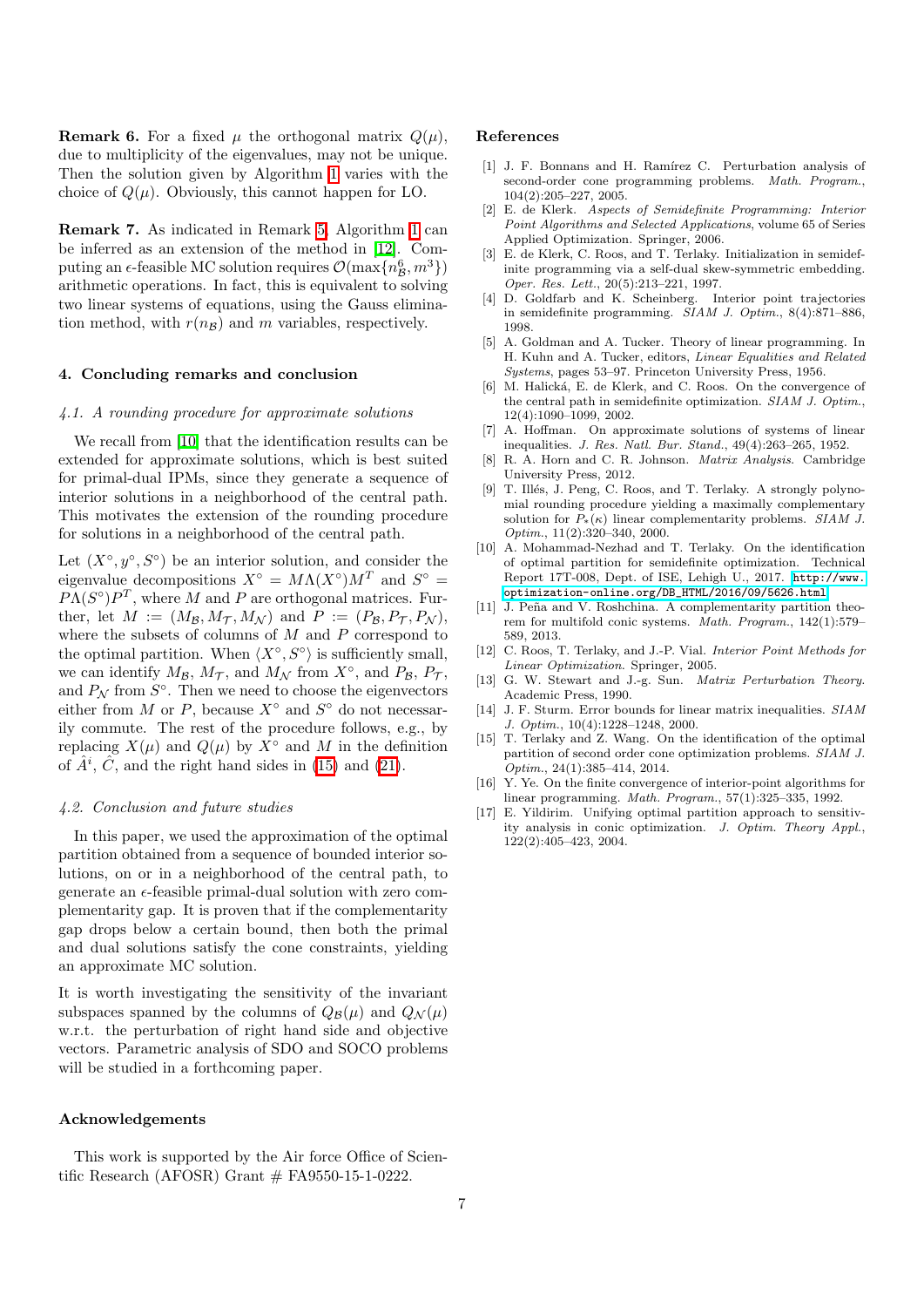**Remark 6.** For a fixed $\mu$ the orthogonal matrix $Q(\mu)$, due to multiplicity of the eigenvalues, may not be unique. Then the solution given by Algorithm 1 varies with the choice of $Q(\mu)$. Obviously, this cannot happen for LO.

**Remark 7.** As indicated in Remark 5, Algorithm 1 can be inferred as an extension of the method in [12]. Computing an $\epsilon$-feasible MC solution requires $\mathcal{O}(\max\{n_{\mathcal{B}}^6, m^3\})$ arithmetic operations. In fact, this is equivalent to solving two linear systems of equations, using the Gauss elimination method, with $r(n_{\mathcal{B}})$ and $m$ variables, respectively.

## 4. Concluding remarks and conclusion

### 4.1. A rounding procedure for approximate solutions

We recall from [10] that the identification results can be extended for approximate solutions, which is best suited for primal-dual IPMs, since they generate a sequence of interior solutions in a neighborhood of the central path. This motivates the extension of the rounding procedure for solutions in a neighborhood of the central path.

Let $(X^\circ, y^\circ, S^\circ)$ be an interior solution, and consider the eigenvalue decompositions $X^\circ = M\Lambda(X^\circ)M^T$ and $S^\circ = P\Lambda(S^\circ)P^T$, where $M$ and $P$ are orthogonal matrices. Further, let $M := (M_{\mathcal{B}}, M_{\mathcal{T}}, M_{\mathcal{N}})$ and $P := (P_{\mathcal{B}}, P_{\mathcal{T}}, P_{\mathcal{N}})$, where the subsets of columns of $M$ and $P$ correspond to the optimal partition. When $\langle X^\circ, S^\circ \rangle$ is sufficiently small, we can identify $M_{\mathcal{B}}$, $M_{\mathcal{T}}$, and $M_{\mathcal{N}}$ from $X^\circ$, and $P_{\mathcal{B}}$, $P_{\mathcal{T}}$, and $P_{\mathcal{N}}$ from $S^\circ$. Then we need to choose the eigenvectors either from $M$ or $P$, because $X^\circ$ and $S^\circ$ do not necessarily commute. The rest of the procedure follows, e.g., by replacing $X(\mu)$ and $Q(\mu)$ by $X^\circ$ and $M$ in the definition of $\hat{A}^i$, $\hat{C}$, and the right hand sides in (15) and (21).

### 4.2. Conclusion and future studies

In this paper, we used the approximation of the optimal partition obtained from a sequence of bounded interior solutions, on or in a neighborhood of the central path, to generate an $\epsilon$-feasible primal-dual solution with zero complementarity gap. It is proven that if the complementarity gap drops below a certain bound, then both the primal and dual solutions satisfy the cone constraints, yielding an approximate MC solution.

It is worth investigating the sensitivity of the invariant subspaces spanned by the columns of $Q_{\mathcal{B}}(\mu)$ and $Q_{\mathcal{N}}(\mu)$ w.r.t. the perturbation of right hand side and objective vectors. Parametric analysis of SDO and SOCO problems will be studied in a forthcoming paper.

## Acknowledgements

This work is supported by the Air force Office of Scientific Research (AFOSR) Grant # FA9550-15-1-0222.

## References

[1] J. F. Bonnans and H. Ramírez C. Perturbation analysis of second-order cone programming problems. *Math. Program.*, 104(2):205–227, 2005.

[2] E. de Klerk. *Aspects of Semidefinite Programming: Interior Point Algorithms and Selected Applications*, volume 65 of Series Applied Optimization. Springer, 2006.

[3] E. de Klerk, C. Roos, and T. Terlaky. Initialization in semidefinite programming via a self-dual skew-symmetric embedding. *Oper. Res. Lett.*, 20(5):213–221, 1997.

[4] D. Goldfarb and K. Scheinberg. Interior point trajectories in semidefinite programming. *SIAM J. Optim.*, 8(4):871–886, 1998.

[5] A. Goldman and A. Tucker. Theory of linear programming. In H. Kuhn and A. Tucker, editors, *Linear Equalities and Related Systems*, pages 53–97. Princeton University Press, 1956.

[6] M. Halická, E. de Klerk, and C. Roos. On the convergence of the central path in semidefinite optimization. *SIAM J. Optim.*, 12(4):1090–1099, 2002.

[7] A. Hoffman. On approximate solutions of systems of linear inequalities. *J. Res. Natl. Bur. Stand.*, 49(4):263–265, 1952.

[8] R. A. Horn and C. R. Johnson. *Matrix Analysis*. Cambridge University Press, 2012.

[9] T. Illés, J. Peng, C. Roos, and T. Terlaky. A strongly polynomial rounding procedure yielding a maximally complementary solution for $P_*(\kappa)$ linear complementarity problems. *SIAM J. Optim.*, 11(2):320–340, 2000.

[10] A. Mohammad-Nezhad and T. Terlaky. On the identification of optimal partition for semidefinite optimization. Technical Report 17T-008, Dept. of ISE, Lehigh U., 2017. http://www.optimization-online.org/DB_HTML/2016/09/5626.html.

[11] J. Peña and V. Roshchina. A complementarity partition theorem for multifold conic systems. *Math. Program.*, 142(1):579–589, 2013.

[12] C. Roos, T. Terlaky, and J.-P. Vial. *Interior Point Methods for Linear Optimization*. Springer, 2005.

[13] G. W. Stewart and J.-g. Sun. *Matrix Perturbation Theory*. Academic Press, 1990.

[14] J. F. Sturm. Error bounds for linear matrix inequalities. *SIAM J. Optim.*, 10(4):1228–1248, 2000.

[15] T. Terlaky and Z. Wang. On the identification of the optimal partition of second order cone optimization problems. *SIAM J. Optim.*, 24(1):385–414, 2014.

[16] Y. Ye. On the finite convergence of interior-point algorithms for linear programming. *Math. Program.*, 57(1):325–335, 1992.

[17] E. Yildirim. Unifying optimal partition approach to sensitivity analysis in conic optimization. *J. Optim. Theory Appl.*, 122(2):405–423, 2004.